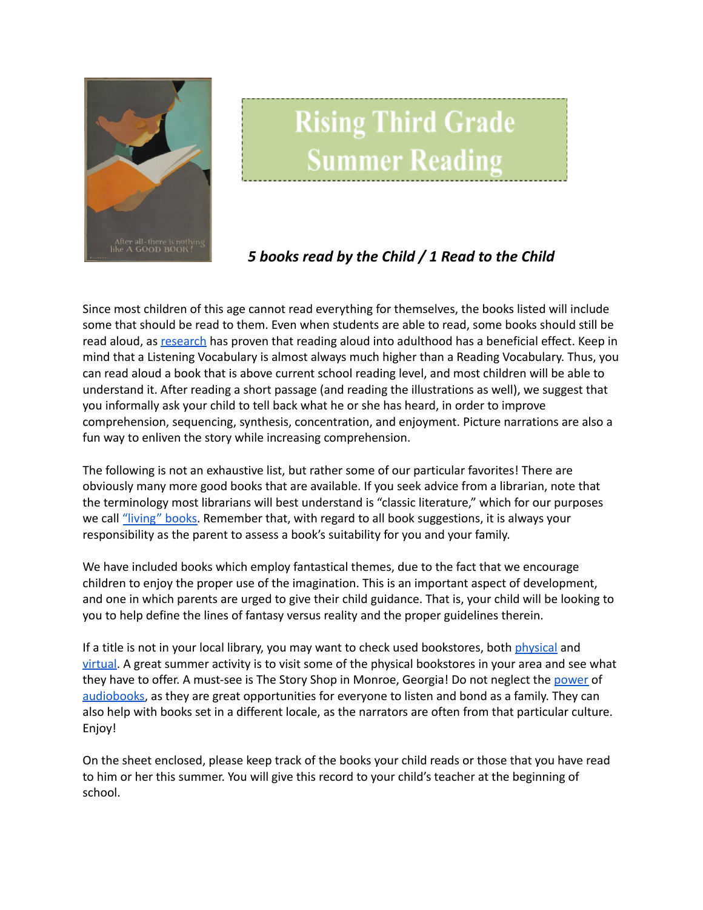# Rising Third Grade Summer Reading

***5 books read by the Child / 1 Read to the Child***

Since most children of this age cannot read everything for themselves, the books listed will include some that should be read to them. Even when students are able to read, some books should still be read aloud, as research has proven that reading aloud into adulthood has a beneficial effect. Keep in mind that a Listening Vocabulary is almost always much higher than a Reading Vocabulary. Thus, you can read aloud a book that is above current school reading level, and most children will be able to understand it. After reading a short passage (and reading the illustrations as well), we suggest that you informally ask your child to tell back what he or she has heard, in order to improve comprehension, sequencing, synthesis, concentration, and enjoyment. Picture narrations are also a fun way to enliven the story while increasing comprehension.

The following is not an exhaustive list, but rather some of our particular favorites! There are obviously many more good books that are available. If you seek advice from a librarian, note that the terminology most librarians will best understand is "classic literature," which for our purposes we call "living" books. Remember that, with regard to all book suggestions, it is always your responsibility as the parent to assess a book's suitability for you and your family.

We have included books which employ fantastical themes, due to the fact that we encourage children to enjoy the proper use of the imagination. This is an important aspect of development, and one in which parents are urged to give their child guidance. That is, your child will be looking to you to help define the lines of fantasy versus reality and the proper guidelines therein.

If a title is not in your local library, you may want to check used bookstores, both physical and virtual. A great summer activity is to visit some of the physical bookstores in your area and see what they have to offer. A must-see is The Story Shop in Monroe, Georgia! Do not neglect the power of audiobooks, as they are great opportunities for everyone to listen and bond as a family. They can also help with books set in a different locale, as the narrators are often from that particular culture. Enjoy!

On the sheet enclosed, please keep track of the books your child reads or those that you have read to him or her this summer. You will give this record to your child's teacher at the beginning of school.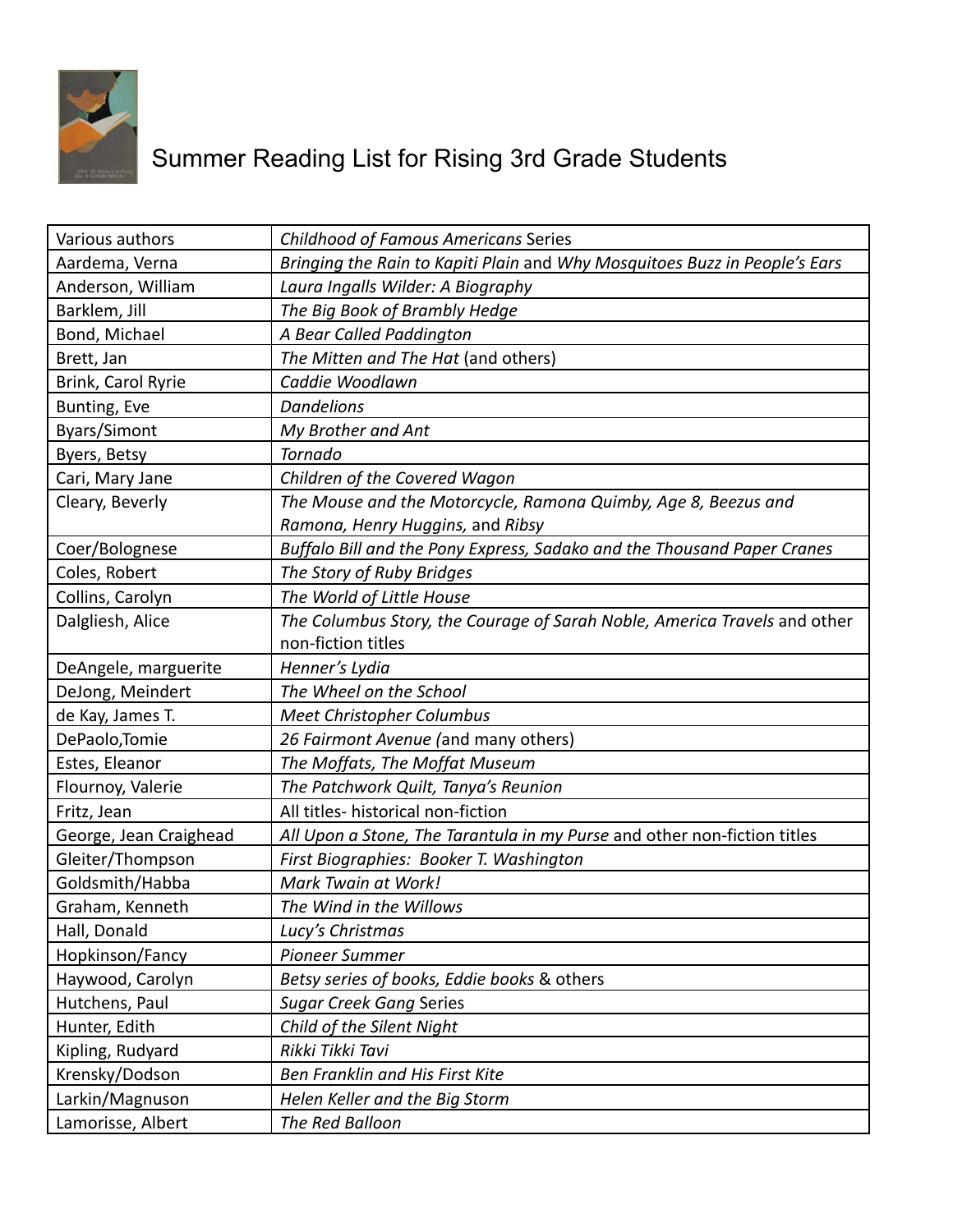# Summer Reading List for Rising 3rd Grade Students

| | |
|---|---|
| Various authors | *Childhood of Famous Americans* Series |
| Aardema, Verna | *Bringing the Rain to Kapiti Plain* and *Why Mosquitoes Buzz in People's Ears* |
| Anderson, William | *Laura Ingalls Wilder: A Biography* |
| Barklem, Jill | *The Big Book of Brambly Hedge* |
| Bond, Michael | *A Bear Called Paddington* |
| Brett, Jan | *The Mitten and The Hat* (and others) |
| Brink, Carol Ryrie | *Caddie Woodlawn* |
| Bunting, Eve | *Dandelions* |
| Byars/Simont | *My Brother and Ant* |
| Byers, Betsy | *Tornado* |
| Cari, Mary Jane | *Children of the Covered Wagon* |
| Cleary, Beverly | *The Mouse and the Motorcycle, Ramona Quimby, Age 8, Beezus and Ramona, Henry Huggins,* and *Ribsy* |
| Coer/Bolognese | *Buffalo Bill and the Pony Express, Sadako and the Thousand Paper Cranes* |
| Coles, Robert | *The Story of Ruby Bridges* |
| Collins, Carolyn | *The World of Little House* |
| Dalgliesh, Alice | *The Columbus Story, the Courage of Sarah Noble, America Travels* and other non-fiction titles |
| DeAngele, marguerite | *Henner's Lydia* |
| DeJong, Meindert | *The Wheel on the School* |
| de Kay, James T. | *Meet Christopher Columbus* |
| DePaolo,Tomie | *26 Fairmont Avenue (*and many others) |
| Estes, Eleanor | *The Moffats, The Moffat Museum* |
| Flournoy, Valerie | *The Patchwork Quilt, Tanya's Reunion* |
| Fritz, Jean | All titles- historical non-fiction |
| George, Jean Craighead | *All Upon a Stone, The Tarantula in my Purse* and other non-fiction titles |
| Gleiter/Thompson | *First Biographies: Booker T. Washington* |
| Goldsmith/Habba | *Mark Twain at Work!* |
| Graham, Kenneth | *The Wind in the Willows* |
| Hall, Donald | *Lucy's Christmas* |
| Hopkinson/Fancy | *Pioneer Summer* |
| Haywood, Carolyn | *Betsy series of books, Eddie books* & others |
| Hutchens, Paul | *Sugar Creek Gang* Series |
| Hunter, Edith | *Child of the Silent Night* |
| Kipling, Rudyard | *Rikki Tikki Tavi* |
| Krensky/Dodson | *Ben Franklin and His First Kite* |
| Larkin/Magnuson | *Helen Keller and the Big Storm* |
| Lamorisse, Albert | *The Red Balloon* |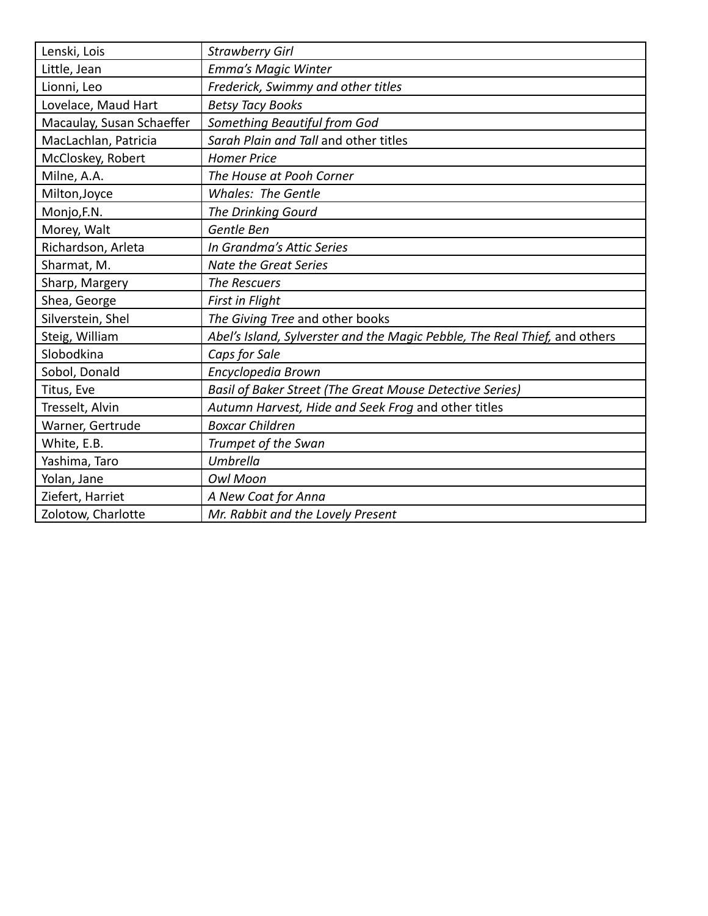| | |
|---|---|
| Lenski, Lois | *Strawberry Girl* |
| Little, Jean | *Emma's Magic Winter* |
| Lionni, Leo | *Frederick, Swimmy and other titles* |
| Lovelace, Maud Hart | *Betsy Tacy Books* |
| Macaulay, Susan Schaeffer | *Something Beautiful from God* |
| MacLachlan, Patricia | *Sarah Plain and Tall* and other titles |
| McCloskey, Robert | *Homer Price* |
| Milne, A.A. | *The House at Pooh Corner* |
| Milton,Joyce | *Whales:  The Gentle* |
| Monjo,F.N. | *The Drinking Gourd* |
| Morey, Walt | *Gentle Ben* |
| Richardson, Arleta | *In Grandma's Attic Series* |
| Sharmat, M. | *Nate the Great Series* |
| Sharp, Margery | *The Rescuers* |
| Shea, George | *First in Flight* |
| Silverstein, Shel | *The Giving Tree* and other books |
| Steig, William | *Abel's Island, Sylverster and the Magic Pebble, The Real Thief,* and others |
| Slobodkina | *Caps for Sale* |
| Sobol, Donald | *Encyclopedia Brown* |
| Titus, Eve | *Basil of Baker Street (The Great Mouse Detective Series)* |
| Tresselt, Alvin | *Autumn Harvest, Hide and Seek Frog* and other titles |
| Warner, Gertrude | *Boxcar Children* |
| White, E.B. | *Trumpet of the Swan* |
| Yashima, Taro | *Umbrella* |
| Yolan, Jane | *Owl Moon* |
| Ziefert, Harriet | *A New Coat for Anna* |
| Zolotow, Charlotte | *Mr. Rabbit and the Lovely Present* |